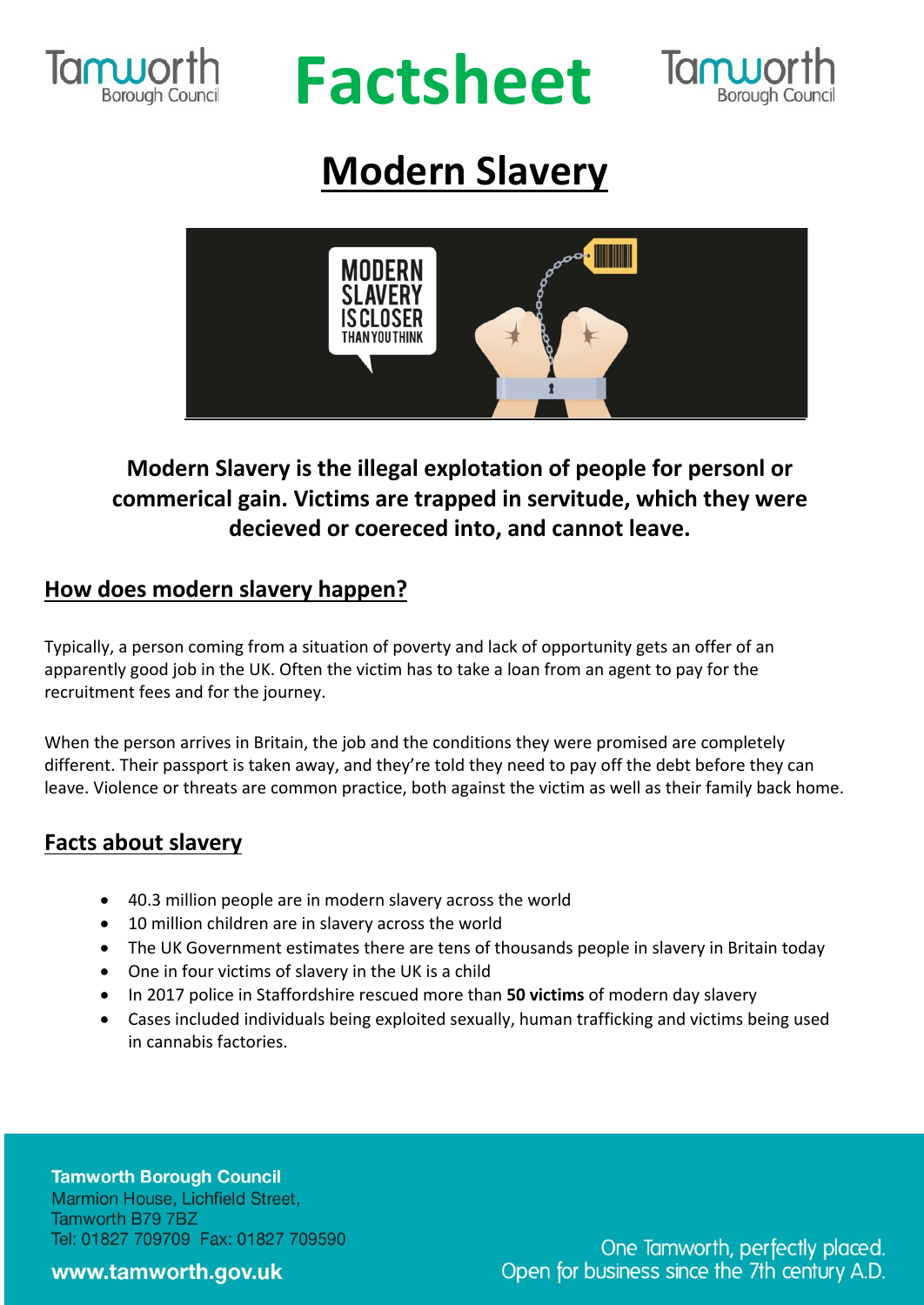# Factsheet

## Modern Slavery

**Modern Slavery is the illegal explotation of people for personl or commerical gain. Victims are trapped in servitude, which they were decieved or coereced into, and cannot leave.**

### How does modern slavery happen?

Typically, a person coming from a situation of poverty and lack of opportunity gets an offer of an apparently good job in the UK. Often the victim has to take a loan from an agent to pay for the recruitment fees and for the journey.

When the person arrives in Britain, the job and the conditions they were promised are completely different. Their passport is taken away, and they're told they need to pay off the debt before they can leave. Violence or threats are common practice, both against the victim as well as their family back home.

### Facts about slavery

- 40.3 million people are in modern slavery across the world
- 10 million children are in slavery across the world
- The UK Government estimates there are tens of thousands people in slavery in Britain today
- One in four victims of slavery in the UK is a child
- In 2017 police in Staffordshire rescued more than **50 victims** of modern day slavery
- Cases included individuals being exploited sexually, human trafficking and victims being used in cannabis factories.

**Tamworth Borough Council**
Marmion House, Lichfield Street,
Tamworth B79 7BZ
Tel: 01827 709709 Fax: 01827 709590

**www.tamworth.gov.uk**

One Tamworth, perfectly placed.
Open for business since the 7th century A.D.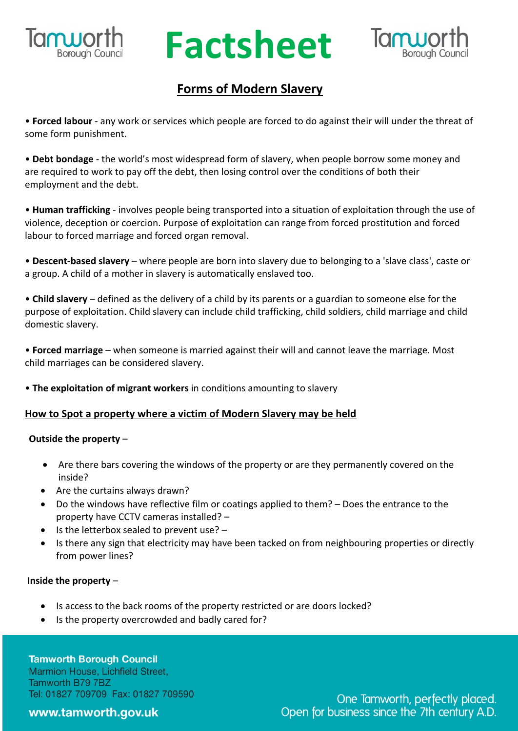# Factsheet

## Forms of Modern Slavery

- **Forced labour** - any work or services which people are forced to do against their will under the threat of some form punishment.

- **Debt bondage** - the world's most widespread form of slavery, when people borrow some money and are required to work to pay off the debt, then losing control over the conditions of both their employment and the debt.

- **Human trafficking** - involves people being transported into a situation of exploitation through the use of violence, deception or coercion. Purpose of exploitation can range from forced prostitution and forced labour to forced marriage and forced organ removal.

- **Descent-based slavery** – where people are born into slavery due to belonging to a 'slave class', caste or a group. A child of a mother in slavery is automatically enslaved too.

- **Child slavery** – defined as the delivery of a child by its parents or a guardian to someone else for the purpose of exploitation. Child slavery can include child trafficking, child soldiers, child marriage and child domestic slavery.

- **Forced marriage** – when someone is married against their will and cannot leave the marriage. Most child marriages can be considered slavery.

- **The exploitation of migrant workers** in conditions amounting to slavery

## How to Spot a property where a victim of Modern Slavery may be held

**Outside the property** –

- Are there bars covering the windows of the property or are they permanently covered on the inside?
- Are the curtains always drawn?
- Do the windows have reflective film or coatings applied to them? – Does the entrance to the property have CCTV cameras installed? –
- Is the letterbox sealed to prevent use? –
- Is there any sign that electricity may have been tacked on from neighbouring properties or directly from power lines?

**Inside the property** –

- Is access to the back rooms of the property restricted or are doors locked?
- Is the property overcrowded and badly cared for?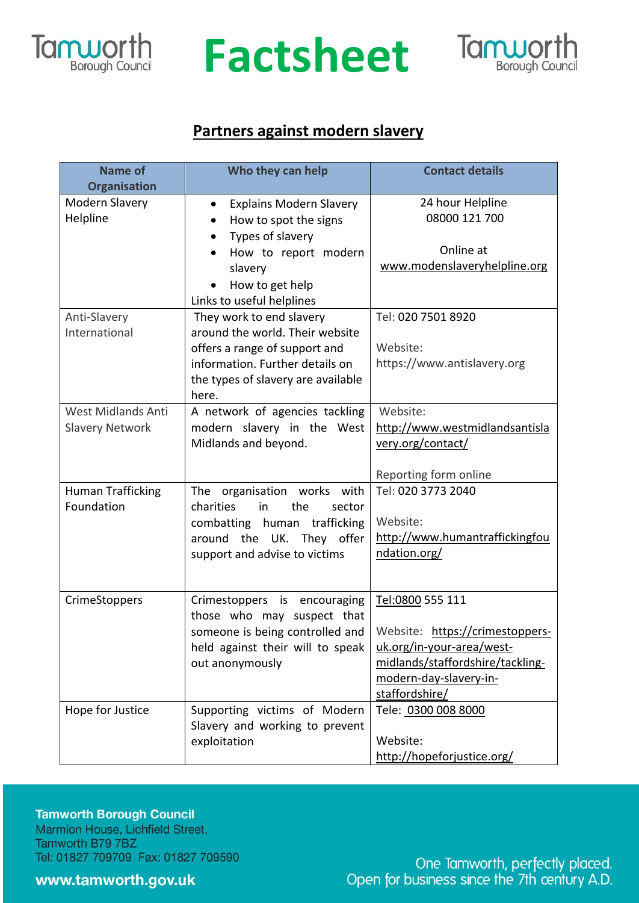# Factsheet

## Partners against modern slavery

| Name of Organisation | Who they can help | Contact details |
|---|---|---|
| Modern Slavery Helpline | • Explains Modern Slavery<br>• How to spot the signs<br>• Types of slavery<br>• How to report modern slavery<br>• How to get help<br>Links to useful helplines | 24 hour Helpline<br>08000 121 700<br><br>Online at<br>www.modenslaveryhelpline.org |
| Anti-Slavery International | They work to end slavery around the world. Their website offers a range of support and information. Further details on the types of slavery are available here. | Tel: 020 7501 8920<br><br>Website:<br>https://www.antislavery.org |
| West Midlands Anti Slavery Network | A network of agencies tackling modern slavery in the West Midlands and beyond. | Website:<br>http://www.westmidlandsantislavery.org/contact/<br><br>Reporting form online |
| Human Trafficking Foundation | The organisation works with charities in the sector combatting human trafficking around the UK. They offer support and advise to victims | Tel: 020 3773 2040<br><br>Website:<br>http://www.humantraffickingfoundation.org/ |
| CrimeStoppers | Crimestoppers is encouraging those who may suspect that someone is being controlled and held against their will to speak out anonymously | Tel:0800 555 111<br><br>Website: https://crimestoppers-uk.org/in-your-area/west-midlands/staffordshire/tackling-modern-day-slavery-in-staffordshire/ |
| Hope for Justice | Supporting victims of Modern Slavery and working to prevent exploitation | Tele: 0300 008 8000<br><br>Website:<br>http://hopeforjustice.org/ |

**Tamworth Borough Council**
Marmion House, Lichfield Street,
Tamworth B79 7BZ
Tel: 01827 709709 Fax: 01827 709590

**www.tamworth.gov.uk**

One Tamworth, perfectly placed.
Open for business since the 7th century A.D.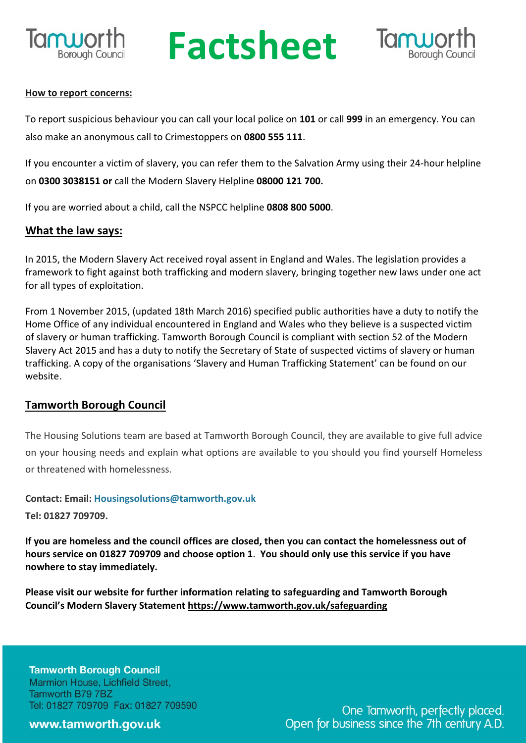# Factsheet

**How to report concerns:**

To report suspicious behaviour you can call your local police on **101** or call **999** in an emergency. You can also make an anonymous call to Crimestoppers on **0800 555 111**.

If you encounter a victim of slavery, you can refer them to the Salvation Army using their 24-hour helpline on **0300 3038151 or** call the Modern Slavery Helpline **08000 121 700.**

If you are worried about a child, call the NSPCC helpline **0808 800 5000**.

## What the law says:

In 2015, the Modern Slavery Act received royal assent in England and Wales. The legislation provides a framework to fight against both trafficking and modern slavery, bringing together new laws under one act for all types of exploitation.

From 1 November 2015, (updated 18th March 2016) specified public authorities have a duty to notify the Home Office of any individual encountered in England and Wales who they believe is a suspected victim of slavery or human trafficking. Tamworth Borough Council is compliant with section 52 of the Modern Slavery Act 2015 and has a duty to notify the Secretary of State of suspected victims of slavery or human trafficking. A copy of the organisations 'Slavery and Human Trafficking Statement' can be found on our website.

## Tamworth Borough Council

The Housing Solutions team are based at Tamworth Borough Council, they are available to give full advice on your housing needs and explain what options are available to you should you find yourself Homeless or threatened with homelessness.

**Contact: Email: Housingsolutions@tamworth.gov.uk**

**Tel: 01827 709709.**

**If you are homeless and the council offices are closed, then you can contact the homelessness out of hours service on 01827 709709 and choose option 1. You should only use this service if you have nowhere to stay immediately.**

**Please visit our website for further information relating to safeguarding and Tamworth Borough Council's Modern Slavery Statement https://www.tamworth.gov.uk/safeguarding**

**Tamworth Borough Council**
Marmion House, Lichfield Street,
Tamworth B79 7BZ
Tel: 01827 709709 Fax: 01827 709590

**www.tamworth.gov.uk**

One Tamworth, perfectly placed.
Open for business since the 7th century A.D.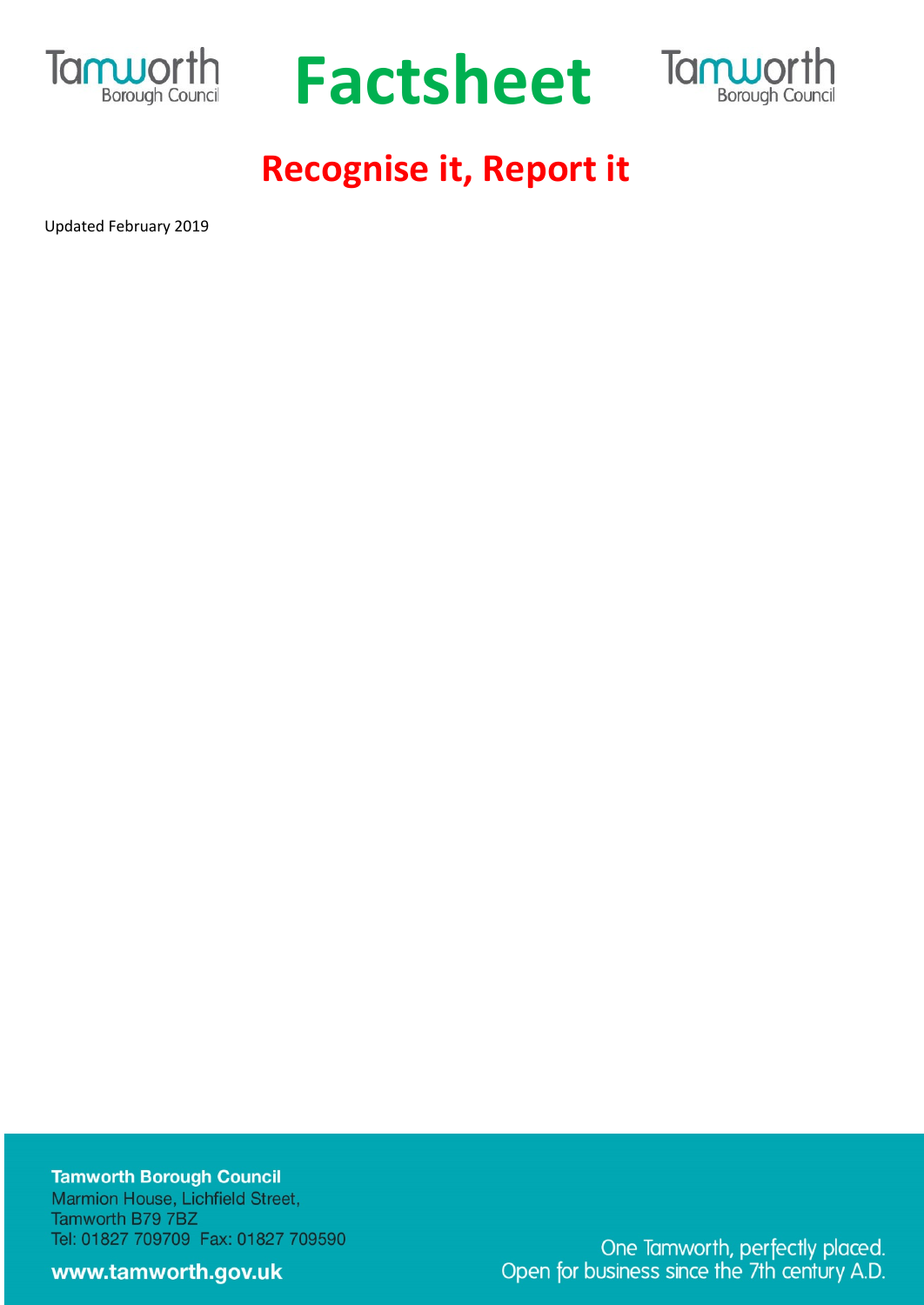# Factsheet

## Recognise it, Report it

Updated February 2019

**Tamworth Borough Council**
Marmion House, Lichfield Street,
Tamworth B79 7BZ
Tel: 01827 709709 Fax: 01827 709590

**www.tamworth.gov.uk**

One Tamworth, perfectly placed.
Open for business since the 7th century A.D.